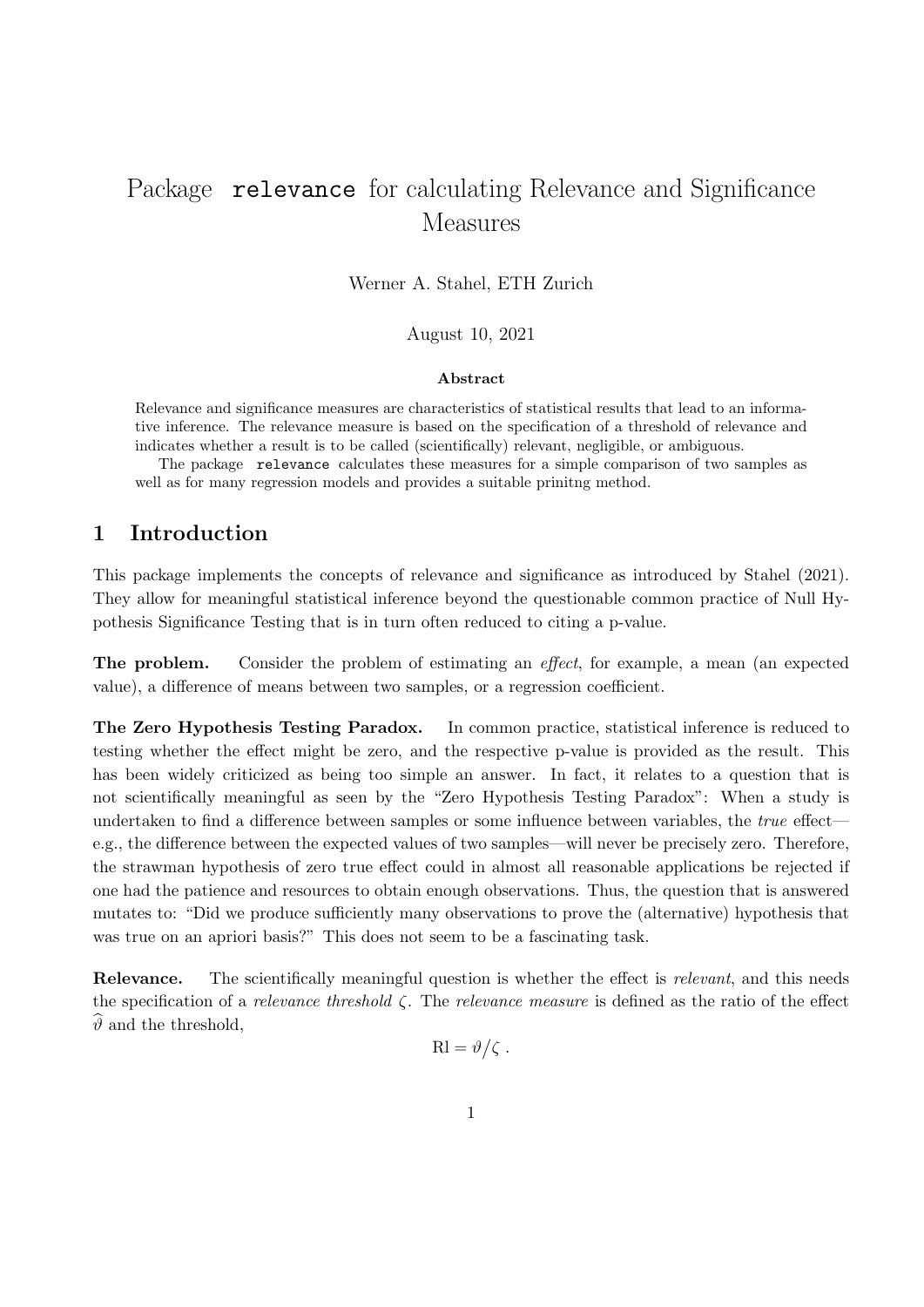# Package relevance for calculating Relevance and Significance Measures

Werner A. Stahel, ETH Zurich

August 10, 2021

**Abstract**

Relevance and significance measures are characteristics of statistical results that lead to an informative inference. The relevance measure is based on the specification of a threshold of relevance and indicates whether a result is to be called (scientifically) relevant, negligible, or ambiguous.

The package relevance calculates these measures for a simple comparison of two samples as well as for many regression models and provides a suitable prinitng method.

## 1 Introduction

This package implements the concepts of relevance and significance as introduced by Stahel (2021). They allow for meaningful statistical inference beyond the questionable common practice of Null Hypothesis Significance Testing that is in turn often reduced to citing a p-value.

**The problem.** Consider the problem of estimating an *effect*, for example, a mean (an expected value), a difference of means between two samples, or a regression coefficient.

**The Zero Hypothesis Testing Paradox.** In common practice, statistical inference is reduced to testing whether the effect might be zero, and the respective p-value is provided as the result. This has been widely criticized as being too simple an answer. In fact, it relates to a question that is not scientifically meaningful as seen by the "Zero Hypothesis Testing Paradox": When a study is undertaken to find a difference between samples or some influence between variables, the *true* effect—e.g., the difference between the expected values of two samples—will never be precisely zero. Therefore, the strawman hypothesis of zero true effect could in almost all reasonable applications be rejected if one had the patience and resources to obtain enough observations. Thus, the question that is answered mutates to: "Did we produce sufficiently many observations to prove the (alternative) hypothesis that was true on an apriori basis?" This does not seem to be a fascinating task.

**Relevance.** The scientifically meaningful question is whether the effect is *relevant*, and this needs the specification of a *relevance threshold* $\zeta$. The *relevance measure* is defined as the ratio of the effect $\widehat{\vartheta}$ and the threshold,

$$\mathrm{Rl} = \vartheta / \zeta \ .$$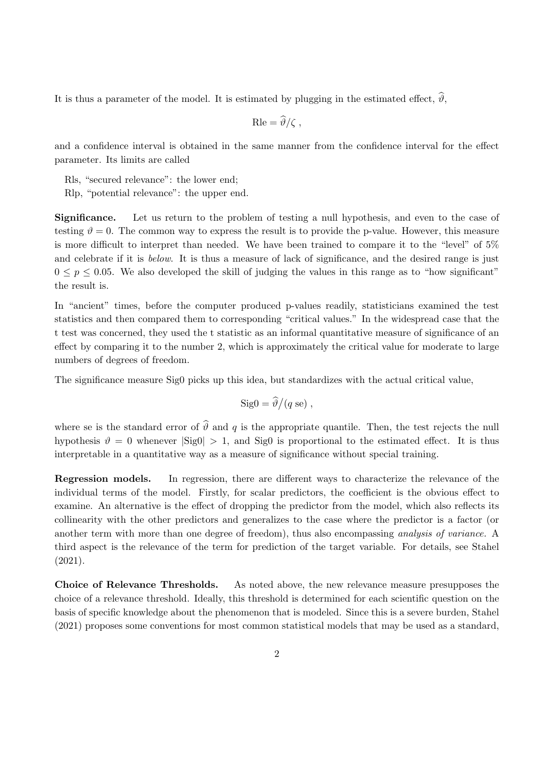It is thus a parameter of the model. It is estimated by plugging in the estimated effect, $\widehat{\vartheta}$,

$$\text{Rle} = \widehat{\vartheta}/\zeta \ ,$$

and a confidence interval is obtained in the same manner from the confidence interval for the effect parameter. Its limits are called

Rls, "secured relevance": the lower end;  
Rlp, "potential relevance": the upper end.

**Significance.** Let us return to the problem of testing a null hypothesis, and even to the case of testing $\vartheta = 0$. The common way to express the result is to provide the p-value. However, this measure is more difficult to interpret than needed. We have been trained to compare it to the "level" of 5% and celebrate if it is *below*. It is thus a measure of lack of significance, and the desired range is just $0 \leq p \leq 0.05$. We also developed the skill of judging the values in this range as to "how significant" the result is.

In "ancient" times, before the computer produced p-values readily, statisticians examined the test statistics and then compared them to corresponding "critical values." In the widespread case that the t test was concerned, they used the t statistic as an informal quantitative measure of significance of an effect by comparing it to the number 2, which is approximately the critical value for moderate to large numbers of degrees of freedom.

The significance measure Sig0 picks up this idea, but standardizes with the actual critical value,

$$\text{Sig0} = \widehat{\vartheta}/(q \ \text{se}) \ ,$$

where se is the standard error of $\widehat{\vartheta}$ and $q$ is the appropriate quantile. Then, the test rejects the null hypothesis $\vartheta = 0$ whenever $|\text{Sig0}| > 1$, and Sig0 is proportional to the estimated effect. It is thus interpretable in a quantitative way as a measure of significance without special training.

**Regression models.** In regression, there are different ways to characterize the relevance of the individual terms of the model. Firstly, for scalar predictors, the coefficient is the obvious effect to examine. An alternative is the effect of dropping the predictor from the model, which also reflects its collinearity with the other predictors and generalizes to the case where the predictor is a factor (or another term with more than one degree of freedom), thus also encompassing *analysis of variance.* A third aspect is the relevance of the term for prediction of the target variable. For details, see Stahel (2021).

**Choice of Relevance Thresholds.** As noted above, the new relevance measure presupposes the choice of a relevance threshold. Ideally, this threshold is determined for each scientific question on the basis of specific knowledge about the phenomenon that is modeled. Since this is a severe burden, Stahel (2021) proposes some conventions for most common statistical models that may be used as a standard,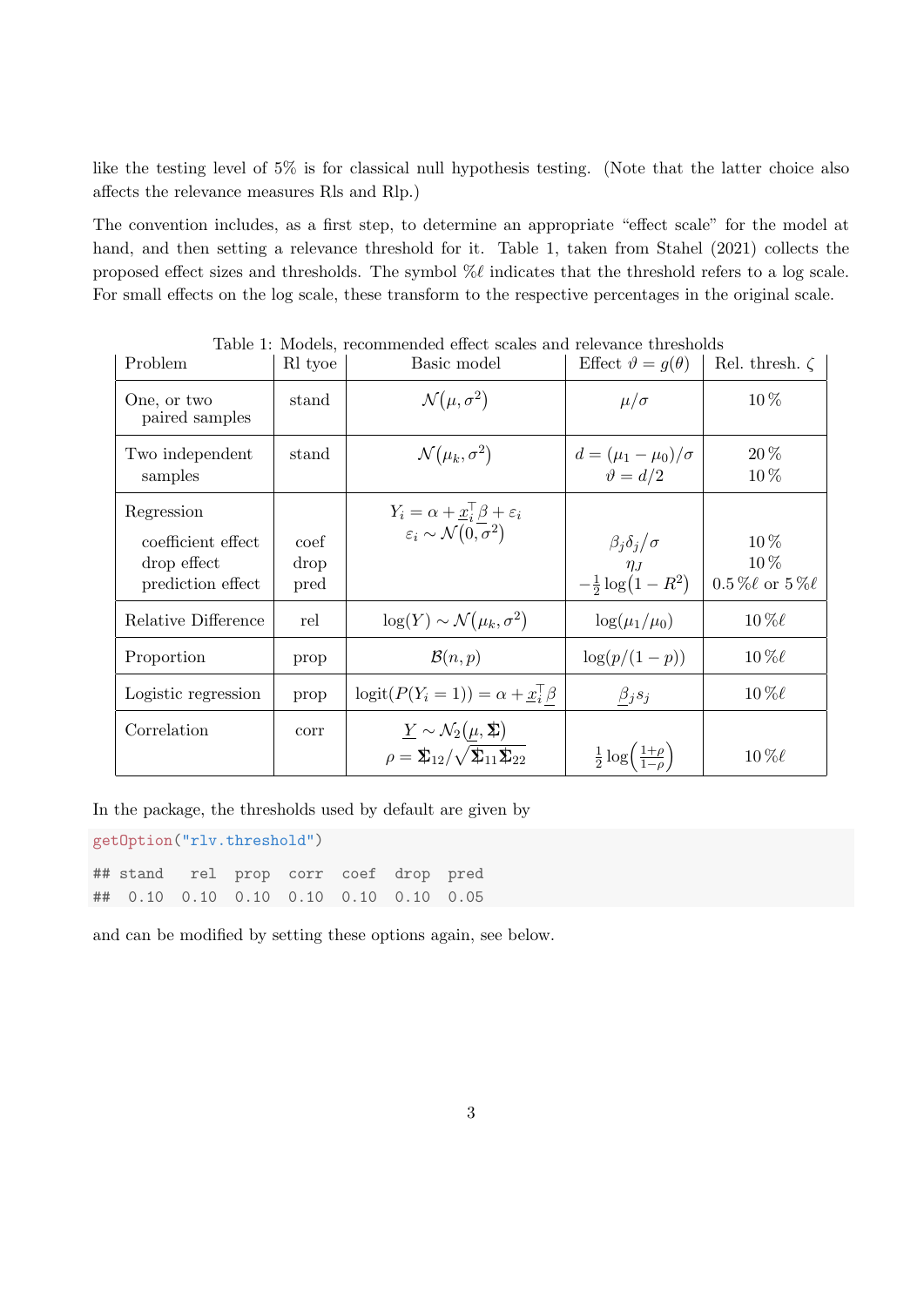like the testing level of 5% is for classical null hypothesis testing. (Note that the latter choice also affects the relevance measures Rls and Rlp.)

The convention includes, as a first step, to determine an appropriate "effect scale" for the model at hand, and then setting a relevance threshold for it. Table 1, taken from Stahel (2021) collects the proposed effect sizes and thresholds. The symbol $\%\ell$ indicates that the threshold refers to a log scale. For small effects on the log scale, these transform to the respective percentages in the original scale.

Table 1: Models, recommended effect scales and relevance thresholds

| Problem | Rl tyoe | Basic model | Effect $\vartheta = g(\theta)$ | Rel. thresh. $\zeta$ |
|---|---|---|---|---|
| One, or two paired samples | stand | $\mathcal{N}(\mu, \sigma^2)$ | $\mu/\sigma$ | $10\,\%$ |
| Two independent samples | stand | $\mathcal{N}(\mu_k, \sigma^2)$ | $d = (\mu_1 - \mu_0)/\sigma$ <br> $\vartheta = d/2$ | $20\,\%$ <br> $10\,\%$ |
| Regression | | $Y_i = \alpha + \underline{x}_i^\top \underline{\beta} + \varepsilon_i$ <br> $\varepsilon_i \sim \mathcal{N}(0, \sigma^2)$ | | |
| coefficient effect | coef | | $\beta_j \delta_j / \sigma$ | $10\,\%$ |
| drop effect | drop | | $\eta_J$ | $10\,\%$ |
| prediction effect | pred | | $-\frac{1}{2}\log(1 - R^2)$ | $0.5\,\%\ell$ or $5\,\%\ell$ |
| Relative Difference | rel | $\log(Y) \sim \mathcal{N}(\mu_k, \sigma^2)$ | $\log(\mu_1/\mu_0)$ | $10\,\%\ell$ |
| Proportion | prop | $\mathcal{B}(n, p)$ | $\log(p/(1-p))$ | $10\,\%\ell$ |
| Logistic regression | prop | $\mathrm{logit}(P(Y_i = 1)) = \alpha + \underline{x}_i^\top \underline{\beta}$ | $\underline{\beta}_j s_j$ | $10\,\%\ell$ |
| Correlation | corr | $\underline{Y} \sim \mathcal{N}_2(\underline{\mu}, \boldsymbol{\Sigma})$ <br> $\rho = \boldsymbol{\Sigma}_{12}/\sqrt{\boldsymbol{\Sigma}_{11}\boldsymbol{\Sigma}_{22}}$ | $\frac{1}{2}\log\left(\frac{1+\rho}{1-\rho}\right)$ | $10\,\%\ell$ |

In the package, the thresholds used by default are given by

```
getOption("rlv.threshold")
## stand   rel  prop  corr  coef  drop  pred
##  0.10  0.10  0.10  0.10  0.10  0.10  0.05
```

and can be modified by setting these options again, see below.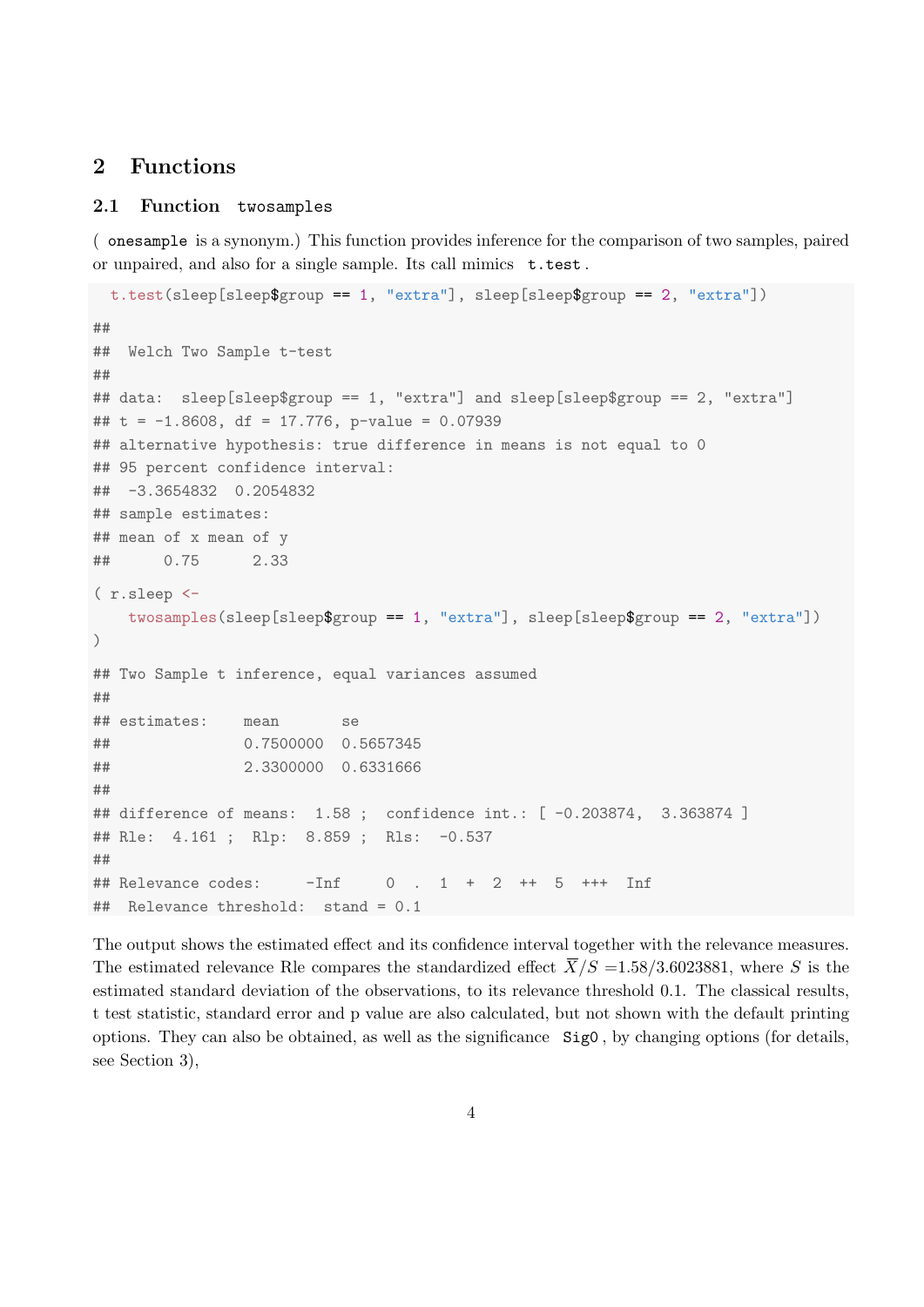## 2 Functions

### 2.1 Function `twosamples`

( `onesample` is a synonym.) This function provides inference for the comparison of two samples, paired or unpaired, and also for a single sample. Its call mimics `t.test`.

```
t.test(sleep[sleep$group == 1, "extra"], sleep[sleep$group == 2, "extra"])

##
##  Welch Two Sample t-test
##
## data:  sleep[sleep$group == 1, "extra"] and sleep[sleep$group == 2, "extra"]
## t = -1.8608, df = 17.776, p-value = 0.07939
## alternative hypothesis: true difference in means is not equal to 0
## 95 percent confidence interval:
##  -3.3654832  0.2054832
## sample estimates:
## mean of x mean of y
##      0.75      2.33

( r.sleep <-
    twosamples(sleep[sleep$group == 1, "extra"], sleep[sleep$group == 2, "extra"])
)

## Two Sample t inference, equal variances assumed
##
## estimates:    mean       se
##               0.7500000  0.5657345
##               2.3300000  0.6331666
##
## difference of means:  1.58 ;  confidence int.: [ -0.203874,  3.363874 ]
## Rle:  4.161 ;  Rlp:  8.859 ;  Rls:  -0.537
##
## Relevance codes:     -Inf     0  .  1  +  2  ++  5  +++  Inf
##  Relevance threshold:  stand = 0.1
```

The output shows the estimated effect and its confidence interval together with the relevance measures. The estimated relevance Rle compares the standardized effect $\overline{X}/S$ =1.58/3.6023881, where $S$ is the estimated standard deviation of the observations, to its relevance threshold 0.1. The classical results, t test statistic, standard error and p value are also calculated, but not shown with the default printing options. They can also be obtained, as well as the significance `Sig0`, by changing options (for details, see Section 3),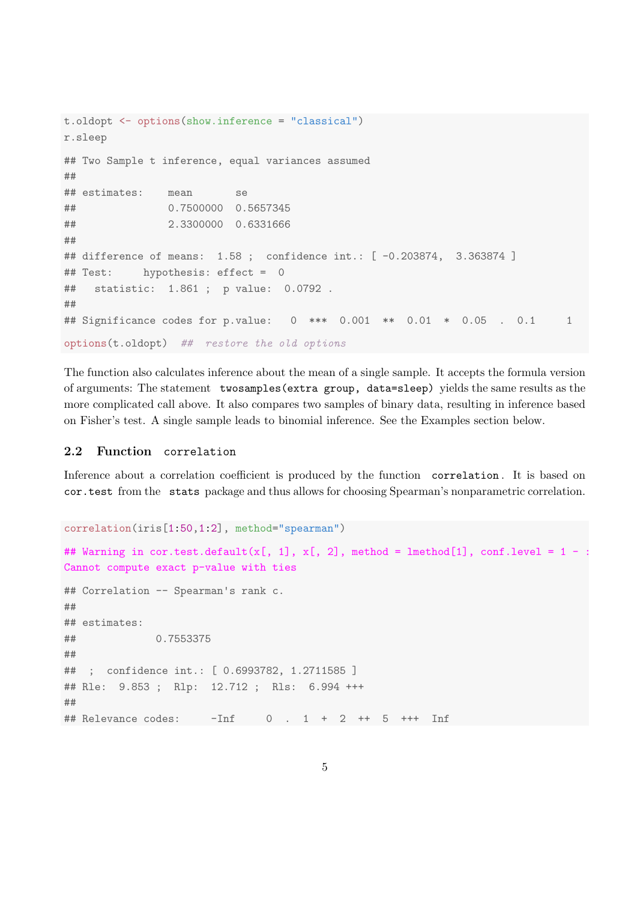```r
t.oldopt <- options(show.inference = "classical")
r.sleep
```

```
## Two Sample t inference, equal variances assumed
##
## estimates:    mean       se
##               0.7500000  0.5657345
##               2.3300000  0.6331666
##
## difference of means:  1.58 ;  confidence int.: [ -0.203874,  3.363874 ]
## Test:     hypothesis: effect =  0
##   statistic:  1.861 ;  p value:  0.0792 .
##
## Significance codes for p.value:   0  ***  0.001  **  0.01  *  0.05  .  0.1     1
```

```r
options(t.oldopt)  ##  restore the old options
```

The function also calculates inference about the mean of a single sample. It accepts the formula version of arguments: The statement `twosamples(extra group, data=sleep)` yields the same results as the more complicated call above. It also compares two samples of binary data, resulting in inference based on Fisher's test. A single sample leads to binomial inference. See the Examples section below.

### 2.2 Function `correlation`

Inference about a correlation coefficient is produced by the function `correlation`. It is based on `cor.test` from the `stats` package and thus allows for choosing Spearman's nonparametric correlation.

```r
correlation(iris[1:50,1:2], method="spearman")
```

```
## Warning in cor.test.default(x[, 1], x[, 2], method = lmethod[1], conf.level = 1 - :
Cannot compute exact p-value with ties
```

```
## Correlation -- Spearman's rank c.
##
## estimates:
##             0.7553375
##
##  ;  confidence int.: [ 0.6993782, 1.2711585 ]
## Rle:  9.853 ;  Rlp:  12.712 ;  Rls:  6.994 +++
##
## Relevance codes:     -Inf     0  .  1  +  2  ++  5  +++  Inf
```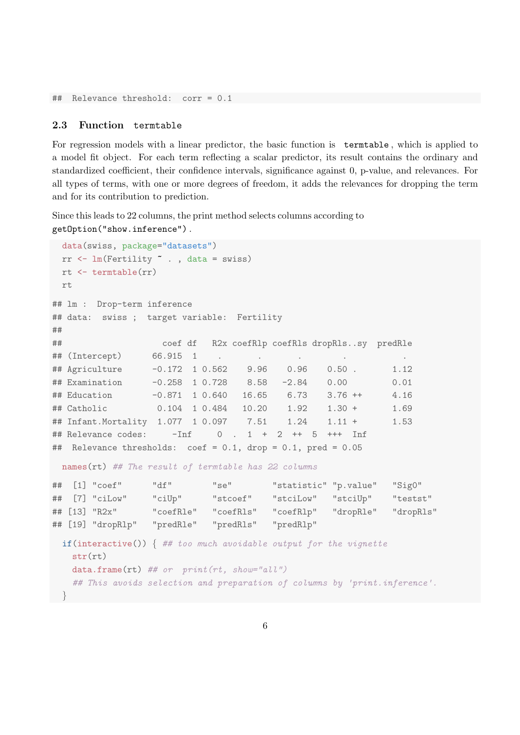```
##  Relevance threshold:  corr = 0.1
```

### 2.3 Function `termtable`

For regression models with a linear predictor, the basic function is `termtable`, which is applied to a model fit object. For each term reflecting a scalar predictor, its result contains the ordinary and standardized coefficient, their confidence intervals, significance against 0, p-value, and relevances. For all types of terms, with one or more degrees of freedom, it adds the relevances for dropping the term and for its contribution to prediction.

Since this leads to 22 columns, the print method selects columns according to `getOption("show.inference")`.

```
data(swiss, package="datasets")
rr <- lm(Fertility ~ . , data = swiss)
rt <- termtable(rr)
rt
```

```
## lm :  Drop-term inference
## data:  swiss ;  target variable:  Fertility
##
##                    coef df   R2x coefRlp coefRls dropRls..sy  predRle
## (Intercept)      66.915  1     .       .       .       .            .
## Agriculture      -0.172  1 0.562    9.96    0.96    0.50 .       1.12
## Examination      -0.258  1 0.728    8.58   -2.84    0.00         0.01
## Education        -0.871  1 0.640   16.65    6.73    3.76 ++      4.16
## Catholic          0.104  1 0.484   10.20    1.92    1.30 +       1.69
## Infant.Mortality  1.077  1 0.097    7.51    1.24    1.11 +       1.53
## Relevance codes:     -Inf     0  .  1  +  2  ++  5  +++  Inf
##  Relevance thresholds:  coef = 0.1, drop = 0.1, pred = 0.05
```

```
names(rt) ## The result of termtable has 22 columns
```

```
##  [1] "coef"      "df"        "se"        "statistic" "p.value"   "Sig0"
##  [7] "ciLow"     "ciUp"      "stcoef"    "stciLow"   "stciUp"    "testst"
## [13] "R2x"       "coefRle"   "coefRls"   "coefRlp"   "dropRle"   "dropRls"
## [19] "dropRlp"   "predRle"   "predRls"   "predRlp"
```

```
if(interactive()) { ## too much avoidable output for the vignette
  str(rt)
  data.frame(rt) ## or  print(rt, show="all")
  ## This avoids selection and preparation of columns by 'print.inference'.
}
```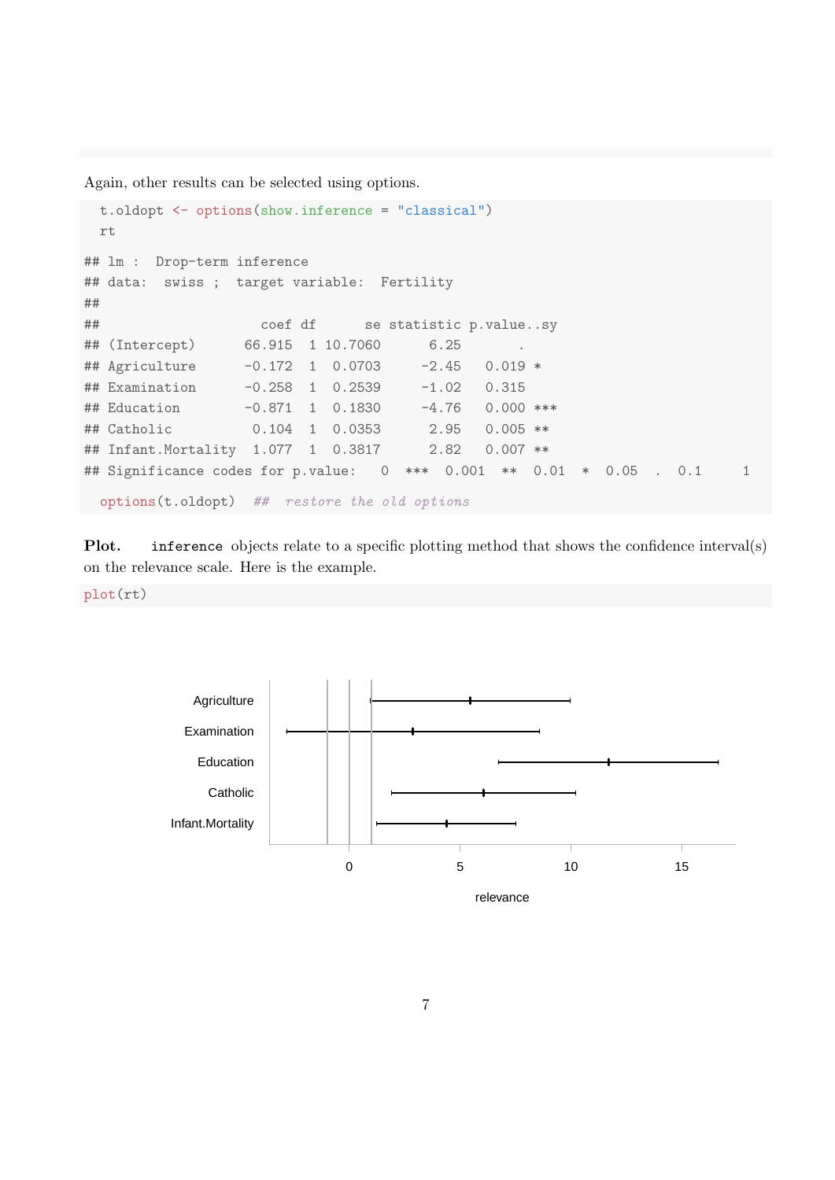Again, other results can be selected using options.

```
t.oldopt <- options(show.inference = "classical")
rt
```

```
## lm :  Drop-term inference
## data:  swiss ;  target variable:  Fertility
##
##                     coef df      se statistic p.value..sy
## (Intercept)       66.915  1 10.7060      6.25        .
## Agriculture       -0.172  1  0.0703     -2.45   0.019 *
## Examination       -0.258  1  0.2539     -1.02   0.315
## Education         -0.871  1  0.1830     -4.76   0.000 ***
## Catholic           0.104  1  0.0353      2.95   0.005 **
## Infant.Mortality   1.077  1  0.3817      2.82   0.007 **
## Significance codes for p.value:   0  ***  0.001  **  0.01  *  0.05  .  0.1     1
```

```
options(t.oldopt)  ## restore the old options
```

**Plot.** `inference` objects relate to a specific plotting method that shows the confidence interval(s) on the relevance scale. Here is the example.

```
plot(rt)
```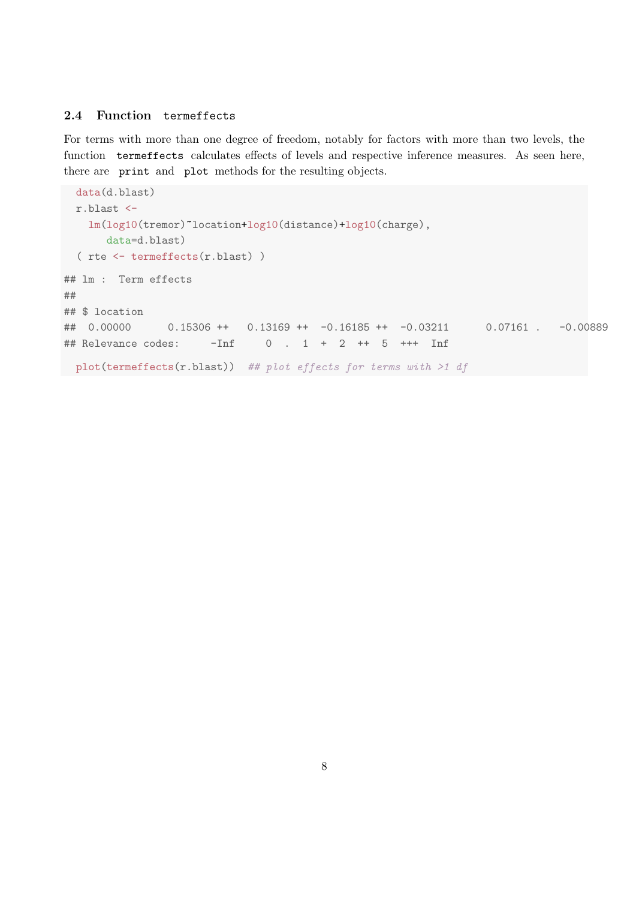### 2.4 Function `termeffects`

For terms with more than one degree of freedom, notably for factors with more than two levels, the function `termeffects` calculates effects of levels and respective inference measures. As seen here, there are `print` and `plot` methods for the resulting objects.

```
data(d.blast)
r.blast <-
  lm(log10(tremor)~location+log10(distance)+log10(charge),
     data=d.blast)
( rte <- termeffects(r.blast) )

## lm :  Term effects
##
## $ location
##  0.00000      0.15306 ++   0.13169 ++  -0.16185 ++  -0.03211      0.07161 .   -0.00889
## Relevance codes:     -Inf     0  .  1  +  2  ++  5  +++  Inf

plot(termeffects(r.blast))  ## plot effects for terms with >1 df
```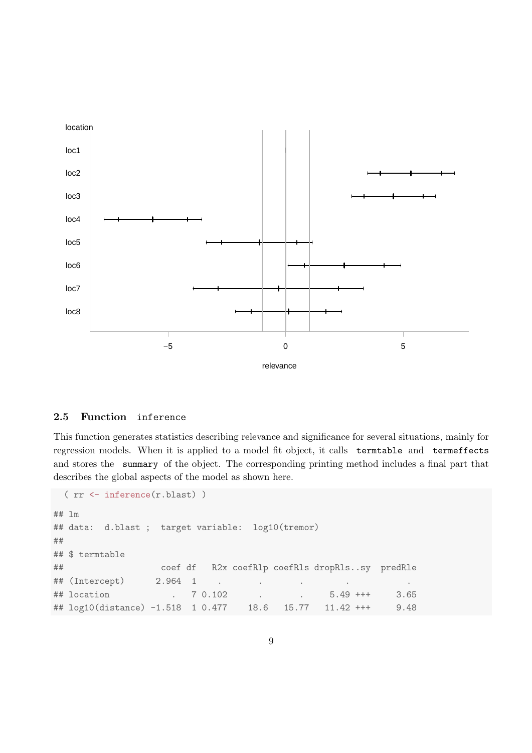location

loc1

loc2

loc3

loc4

loc5

loc6

loc7

loc8

−5 0 5

relevance

### 2.5 Function `inference`

This function generates statistics describing relevance and significance for several situations, mainly for regression models. When it is applied to a model fit object, it calls `termtable` and `termeffects` and stores the `summary` of the object. The corresponding printing method includes a final part that describes the global aspects of the model as shown here.

```
( rr <- inference(r.blast) )

## lm
## data:  d.blast ;  target variable:  log10(tremor)
##
## $ termtable
##                    coef df   R2x coefRlp coefRls dropRls..sy  predRle
## (Intercept)       2.964  1    .       .       .        .          .
## location              .  7 0.102      .       .     5.49 +++     3.65
## log10(distance) -1.518  1 0.477    18.6   15.77   11.42 +++     9.48
```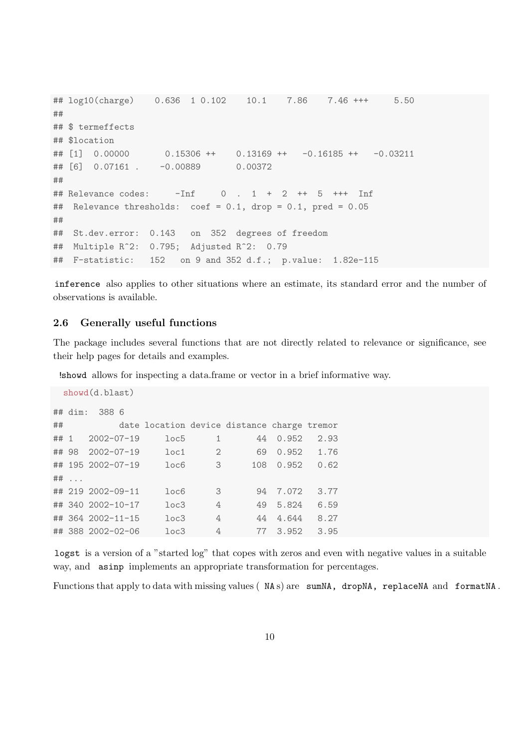```
## log10(charge)    0.636  1 0.102    10.1    7.86    7.46 +++     5.50
##
## $ termeffects
## $location
## [1]  0.00000       0.15306 ++    0.13169 ++   -0.16185 ++   -0.03211
## [6]  0.07161 .    -0.00889       0.00372
##
## Relevance codes:     -Inf     0  .  1  +  2  ++  5  +++  Inf
##  Relevance thresholds:  coef = 0.1, drop = 0.1, pred = 0.05
##
##  St.dev.error:  0.143   on  352  degrees of freedom
##  Multiple R^2:  0.795;  Adjusted R^2:  0.79
##  F-statistic:   152   on 9 and 352 d.f.;  p.value:  1.82e-115
```

`inference` also applies to other situations where an estimate, its standard error and the number of observations is available.

## 2.6 Generally useful functions

The package includes several functions that are not directly related to relevance or significance, see their help pages for details and examples.

`!showd` allows for inspecting a data.frame or vector in a brief informative way.

```
showd(d.blast)
```

```
## dim:  388 6
##           date location device distance charge tremor
## 1   2002-07-19     loc5      1       44  0.952   2.93
## 98  2002-07-19     loc1      2       69  0.952   1.76
## 195 2002-07-19     loc6      3      108  0.952   0.62
## ...
## 219 2002-09-11     loc6      3       94  7.072   3.77
## 340 2002-10-17     loc3      4       49  5.824   6.59
## 364 2002-11-15     loc3      4       44  4.644   8.27
## 388 2002-02-06     loc3      4       77  3.952   3.95
```

`logst` is a version of a "started log" that copes with zeros and even with negative values in a suitable way, and `asinp` implements an appropriate transformation for percentages.

Functions that apply to data with missing values ( `NA`s) are `sumNA, dropNA, replaceNA` and `formatNA` .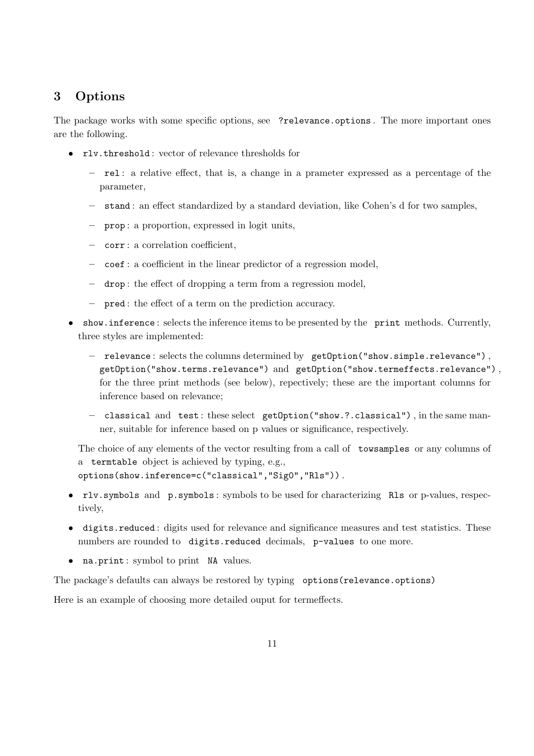## 3 Options

The package works with some specific options, see `?relevance.options`. The more important ones are the following.

- `rlv.threshold`: vector of relevance thresholds for
  - `rel`: a relative effect, that is, a change in a prameter expressed as a percentage of the parameter,
  - `stand`: an effect standardized by a standard deviation, like Cohen's d for two samples,
  - `prop`: a proportion, expressed in logit units,
  - `corr`: a correlation coefficient,
  - `coef`: a coefficient in the linear predictor of a regression model,
  - `drop`: the effect of dropping a term from a regression model,
  - `pred`: the effect of a term on the prediction accuracy.
- `show.inference`: selects the inference items to be presented by the `print` methods. Currently, three styles are implemented:
  - `relevance`: selects the columns determined by `getOption("show.simple.relevance")`, `getOption("show.terms.relevance")` and `getOption("show.termeffects.relevance")`, for the three print methods (see below), repectively; these are the important columns for inference based on relevance;
  - `classical` and `test`: these select `getOption("show.?.classical")`, in the same manner, suitable for inference based on p values or significance, respectively.

  The choice of any elements of the vector resulting from a call of `towsamples` or any columns of a `termtable` object is achieved by typing, e.g., `options(show.inference=c("classical","Sig0","Rls"))`.
- `rlv.symbols` and `p.symbols`: symbols to be used for characterizing `Rls` or p-values, respectively,
- `digits.reduced`: digits used for relevance and significance measures and test statistics. These numbers are rounded to `digits.reduced` decimals, `p-values` to one more.
- `na.print`: symbol to print `NA` values.

The package's defaults can always be restored by typing `options(relevance.options)`

Here is an example of choosing more detailed ouput for termeffects.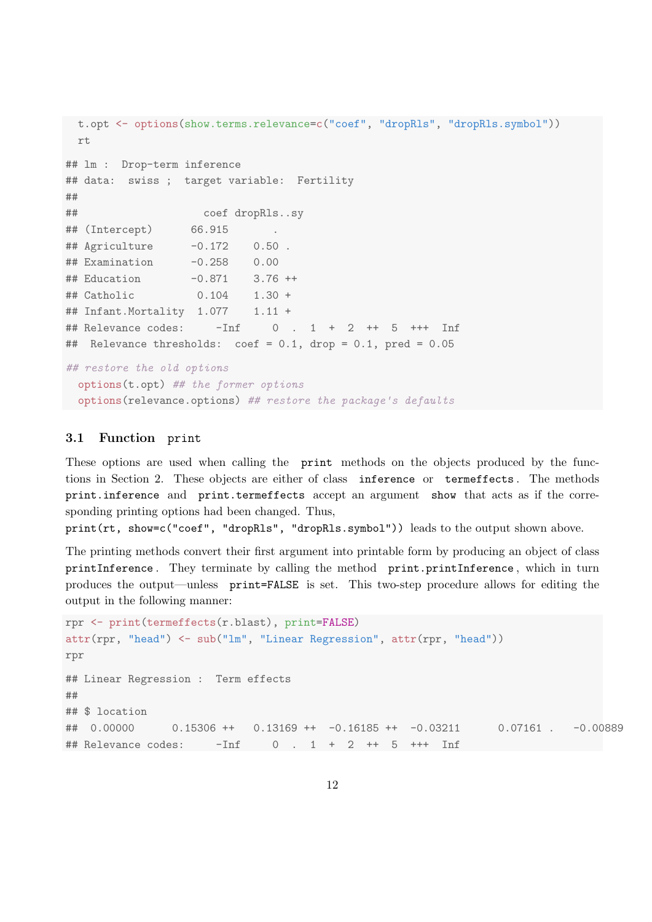```
  t.opt <- options(show.terms.relevance=c("coef", "dropRls", "dropRls.symbol"))
  rt
```

```
## lm :  Drop-term inference
## data:  swiss ;  target variable:  Fertility
##
##                      coef dropRls..sy
## (Intercept)      66.915       .
## Agriculture      -0.172    0.50 .
## Examination      -0.258    0.00
## Education        -0.871    3.76 ++
## Catholic          0.104    1.30 +
## Infant.Mortality  1.077    1.11 +
## Relevance codes:     -Inf     0  .  1  +  2  ++  5  +++  Inf
##  Relevance thresholds:  coef = 0.1, drop = 0.1, pred = 0.05
```

```
## restore the old options
  options(t.opt) ## the former options
  options(relevance.options) ## restore the package's defaults
```

### 3.1 Function `print`

These options are used when calling the `print` methods on the objects produced by the functions in Section 2. These objects are either of class `inference` or `termeffects`. The methods `print.inference` and `print.termeffects` accept an argument `show` that acts as if the corresponding printing options had been changed. Thus,
`print(rt, show=c("coef", "dropRls", "dropRls.symbol"))` leads to the output shown above.

The printing methods convert their first argument into printable form by producing an object of class `printInference`. They terminate by calling the method `print.printInference`, which in turn produces the output—unless `print=FALSE` is set. This two-step procedure allows for editing the output in the following manner:

```
rpr <- print(termeffects(r.blast), print=FALSE)
attr(rpr, "head") <- sub("lm", "Linear Regression", attr(rpr, "head"))
rpr
```

```
## Linear Regression :  Term effects
##
## $ location
##  0.00000      0.15306 ++   0.13169 ++  -0.16185 ++  -0.03211      0.07161 .   -0.00889
## Relevance codes:     -Inf     0  .  1  +  2  ++  5  +++  Inf
```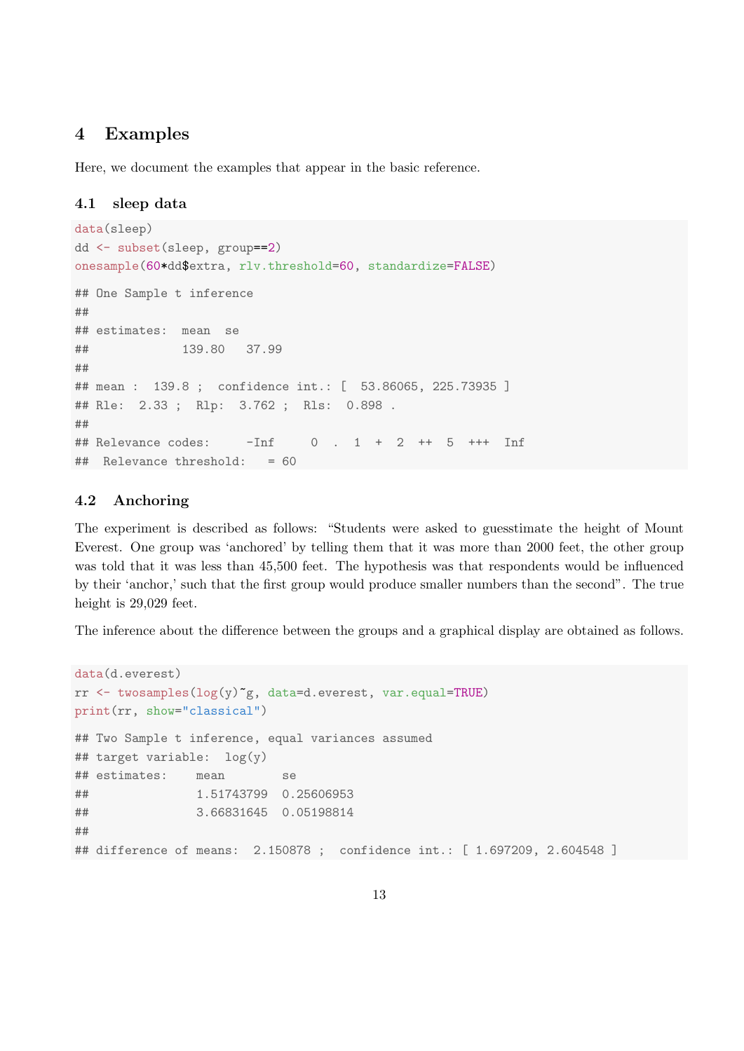# 4 Examples

Here, we document the examples that appear in the basic reference.

## 4.1 sleep data

```
data(sleep)
dd <- subset(sleep, group==2)
onesample(60*dd$extra, rlv.threshold=60, standardize=FALSE)
```

```
## One Sample t inference
##
## estimates:  mean   se
##            139.80   37.99
##
## mean :  139.8 ;  confidence int.: [  53.86065, 225.73935 ]
## Rle:  2.33 ;  Rlp:  3.762 ;  Rls:  0.898 .
##
## Relevance codes:     -Inf     0  .  1  +  2  ++  5  +++  Inf
##  Relevance threshold:   = 60
```

## 4.2 Anchoring

The experiment is described as follows: "Students were asked to guesstimate the height of Mount Everest. One group was 'anchored' by telling them that it was more than 2000 feet, the other group was told that it was less than 45,500 feet. The hypothesis was that respondents would be influenced by their 'anchor,' such that the first group would produce smaller numbers than the second". The true height is 29,029 feet.

The inference about the difference between the groups and a graphical display are obtained as follows.

```
data(d.everest)
rr <- twosamples(log(y)~g, data=d.everest, var.equal=TRUE)
print(rr, show="classical")
```

```
## Two Sample t inference, equal variances assumed
## target variable:  log(y)
## estimates:    mean         se
##               1.51743799  0.25606953
##               3.66831645  0.05198814
##
## difference of means:  2.150878 ;  confidence int.: [ 1.697209, 2.604548 ]
```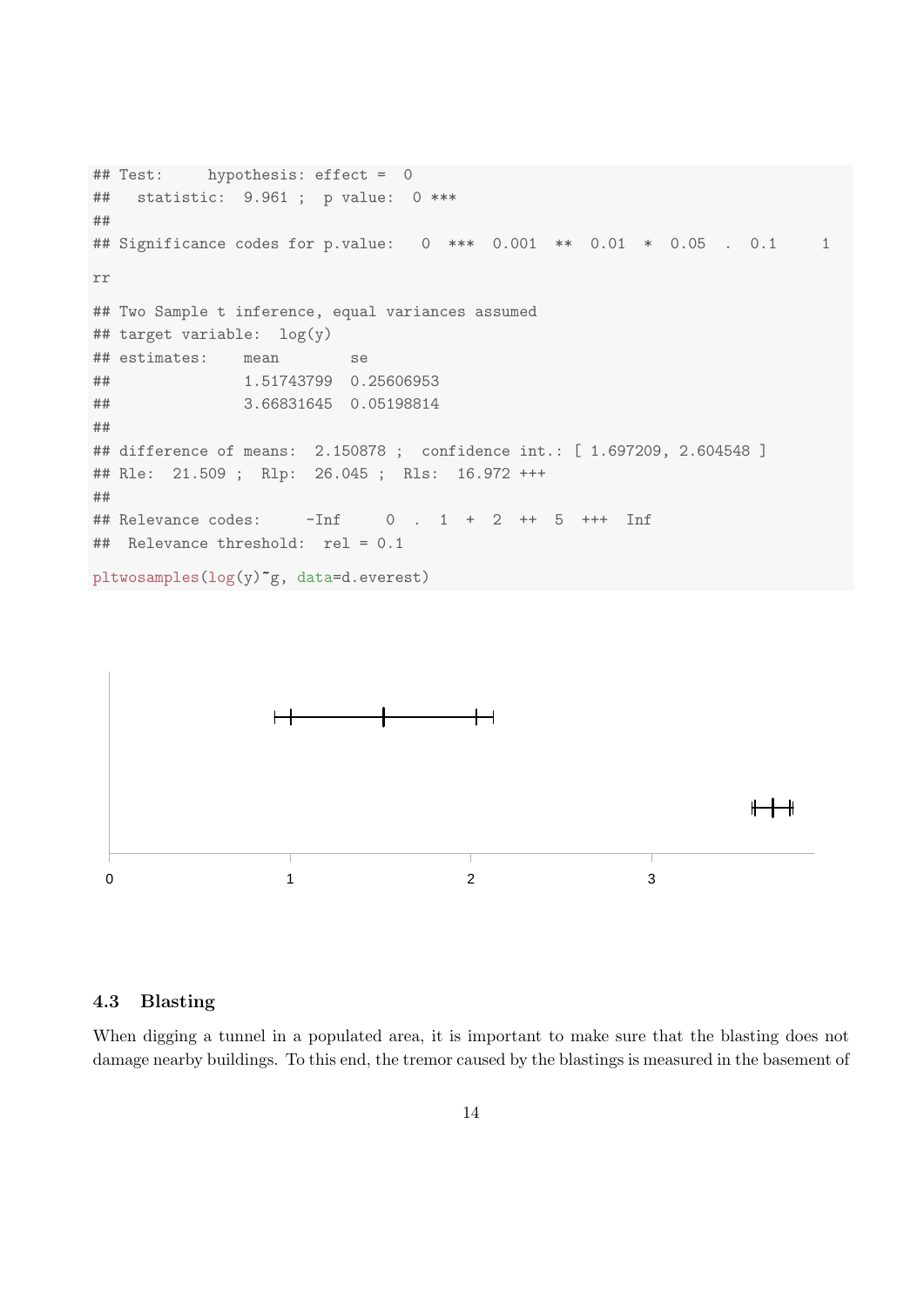```
## Test:     hypothesis: effect =  0
##   statistic:  9.961 ;  p value:  0 ***
##
## Significance codes for p.value:   0  ***  0.001  **  0.01  *  0.05  .  0.1     1
```

```
rr
```

```
## Two Sample t inference, equal variances assumed
## target variable:  log(y)
## estimates:    mean        se
##               1.51743799  0.25606953
##               3.66831645  0.05198814
##
## difference of means:  2.150878 ;  confidence int.: [ 1.697209, 2.604548 ]
## Rle:  21.509 ;  Rlp:  26.045 ;  Rls:  16.972 +++
##
## Relevance codes:     -Inf     0  .  1  +  2  ++  5  +++  Inf
##  Relevance threshold:  rel = 0.1
```

```
pltwosamples(log(y)~g, data=d.everest)
```

### 4.3 Blasting

When digging a tunnel in a populated area, it is important to make sure that the blasting does not damage nearby buildings. To this end, the tremor caused by the blastings is measured in the basement of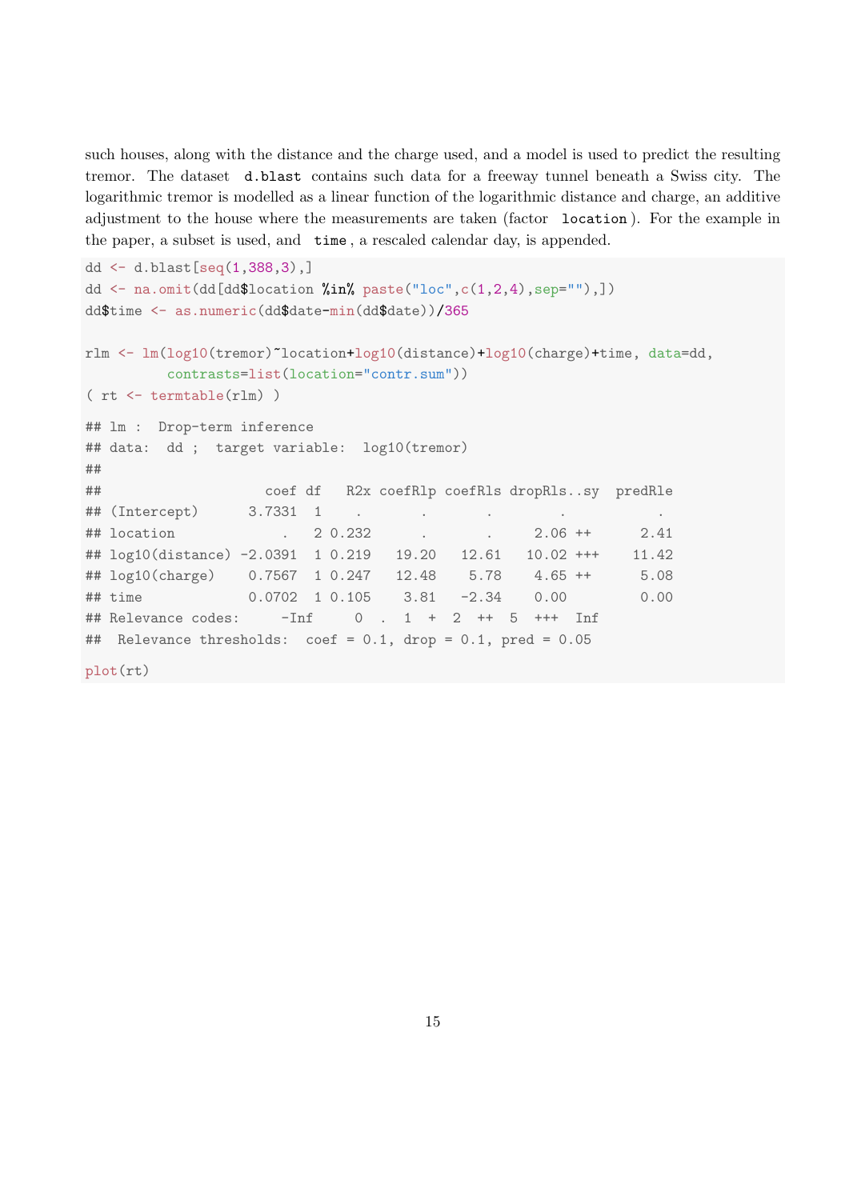such houses, along with the distance and the charge used, and a model is used to predict the resulting tremor. The dataset `d.blast` contains such data for a freeway tunnel beneath a Swiss city. The logarithmic tremor is modelled as a linear function of the logarithmic distance and charge, an additive adjustment to the house where the measurements are taken (factor `location`). For the example in the paper, a subset is used, and `time`, a rescaled calendar day, is appended.

```
dd <- d.blast[seq(1,388,3),]
dd <- na.omit(dd[dd$location %in% paste("loc",c(1,2,4),sep=""),])
dd$time <- as.numeric(dd$date-min(dd$date))/365

rlm <- lm(log10(tremor)~location+log10(distance)+log10(charge)+time, data=dd,
          contrasts=list(location="contr.sum"))
( rt <- termtable(rlm) )

## lm :  Drop-term inference
## data:  dd ;  target variable:  log10(tremor)
##
##                    coef df   R2x coefRlp coefRls dropRls..sy  predRle
## (Intercept)      3.7331  1     .       .       .        .          .
## location              .  2 0.232       .       .     2.06 ++      2.41
## log10(distance) -2.0391  1 0.219   19.20   12.61   10.02 +++    11.42
## log10(charge)    0.7567  1 0.247   12.48    5.78    4.65 ++      5.08
## time             0.0702  1 0.105    3.81   -2.34    0.00         0.00
## Relevance codes:     -Inf     0  .  1  +  2  ++  5  +++  Inf
##  Relevance thresholds:  coef = 0.1, drop = 0.1, pred = 0.05

plot(rt)
```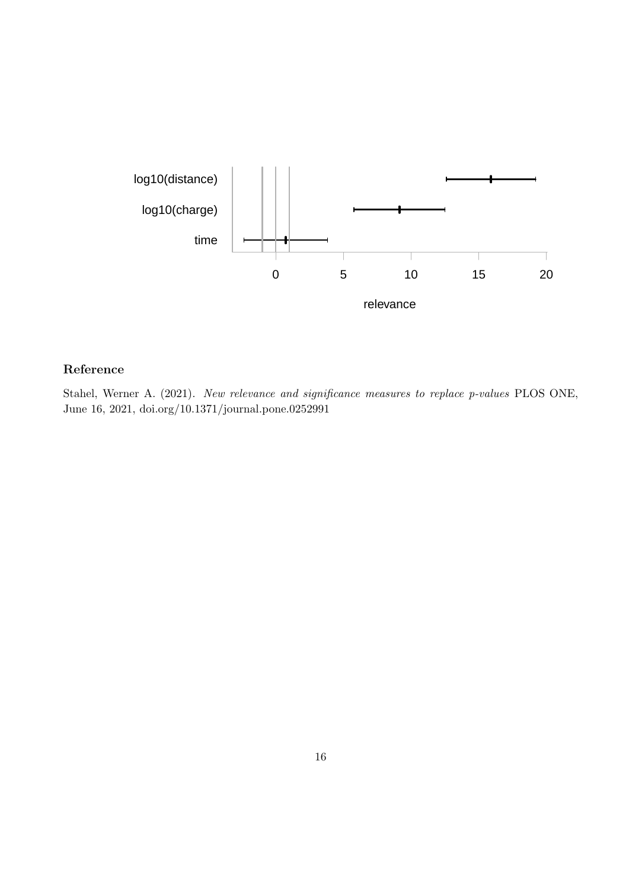log10(distance)

log10(charge)

time

0

5

10

15

20

relevance

### Reference

Stahel, Werner A. (2021). *New relevance and significance measures to replace p-values* PLOS ONE, June 16, 2021, doi.org/10.1371/journal.pone.0252991